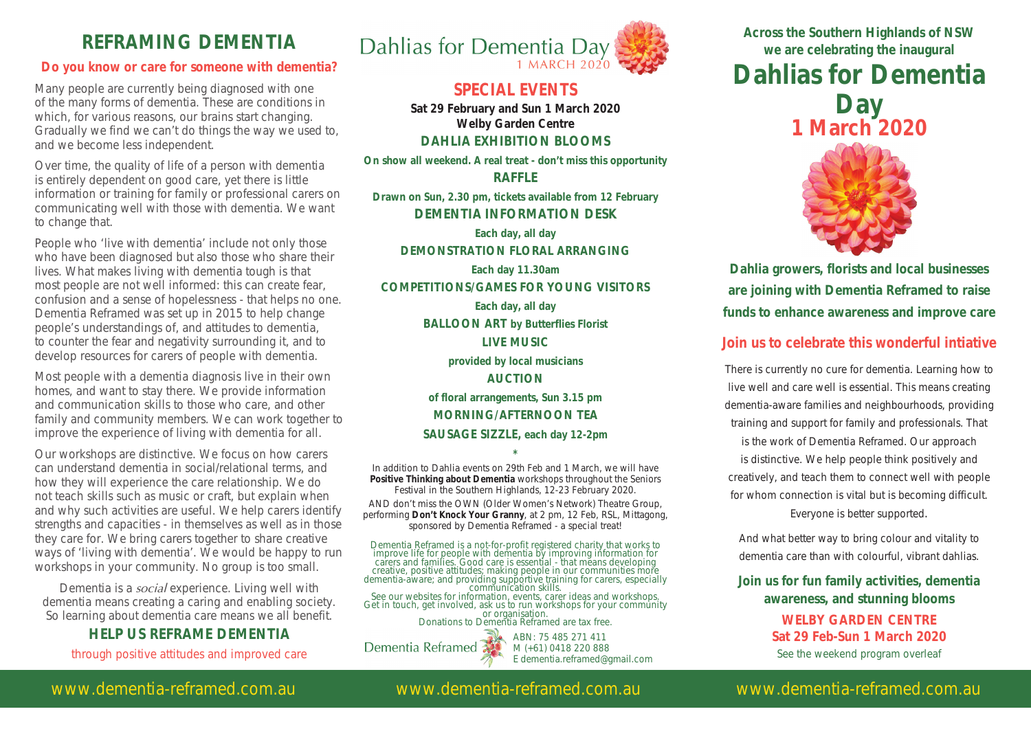# REFRAMING DEMENTIA

**Do you know or care for someone with dementia?**

Many people are currently being diagnosed with one of the many forms of dementia. These are conditions in which, for various reasons, our brains start changing. Gradually we find we can't do things the way we used to, and we become less independent.

Over time, the quality of life of a person with dementia is entirely dependent on good care, yet there is little information or training for family or professional carers on communicating well with those with dementia. We want to change that.

People who 'live with dementia' include not only those who have been diagnosed but also those who share their lives. What makes living with dementia tough is that most people are not well informed: this can create fear, confusion and a sense of hopelessness - that helps no one. Dementia Reframed was set up in 2015 to help change people's understandings of, and attitudes to dementia, to counter the fear and negativity surrounding it, and to develop resources for carers of people with dementia.

Most people with a dementia diagnosis live in their own homes, and want to stay there. We provide information and communication skills to those who care, and other family and community members. We can work together to improve the experience of living with dementia for all.

Our workshops are distinctive. We focus on how carers can understand dementia in social/relational terms, and how they will experience the care relationship. We do not teach skills such as music or craft, but explain when and why such activities are useful. We help carers identify strengths and capacities - in themselves as well as in those they care for. We bring carers together to share creative ways of 'living with dementia'. We would be happy to run workshops in your community. No group is too small.

Dementia is a *social* experience. Living well with dementia means creating a caring and enabling society. So learning about dementia care means we all benefit.

**HELP US REFRAME DEMENTIA**

through positive attitudes and improved care

www.dementia-reframed.com.au

Dahlias for Dementia Day
1 MARCH 2020

## SPECIAL EVENTS

**Sat 29 February and Sun 1 March 2020**
**Welby Garden Centre**

**DAHLIA EXHIBITION BLOOMS**
On show all weekend. A real treat - don't miss this opportunity

**RAFFLE**
Drawn on Sun, 2.30 pm, tickets available from 12 February

**DEMENTIA INFORMATION DESK**
Each day, all day

**DEMONSTRATION FLORAL ARRANGING**
Each day 11.30am

**COMPETITIONS/GAMES FOR YOUNG VISITORS**
Each day, all day

**BALLOON ART** by Butterflies Florist

**LIVE MUSIC**
provided by local musicians

**AUCTION**
of floral arrangements, Sun 3.15 pm

**MORNING/AFTERNOON TEA**

**SAUSAGE SIZZLE,** each day 12-2pm

*

In addition to Dahlia events on 29th Feb and 1 March, we will have **Positive Thinking about Dementia** workshops throughout the Seniors Festival in the Southern Highlands, 12-23 February 2020.

AND don't miss the OWN (Older Women's Network) Theatre Group, performing **Don't Knock Your Granny**, at 2 pm, 12 Feb, RSL, Mittagong, sponsored by Dementia Reframed - a special treat!

Dementia Reframed is a not-for-profit registered charity that works to improve life for people with dementia by improving information for carers and families. Good care is essential - that means developing creative, positive attitudes; making people in our communities more dementia-aware; and providing supportive training for carers, especially communication skills.
See our websites for information, events, carer ideas and workshops. Get in touch, get involved, ask us to run workshops for your community or organisation.
Donations to Dementia Reframed are tax free.

Dementia Reframed
ABN: 75 485 271 411
M (+61) 0418 220 888
E dementia.reframed@gmail.com

www.dementia-reframed.com.au

**Across the Southern Highlands of NSW we are celebrating the inaugural**

# Dahlias for Dementia Day 1 March 2020

**Dahlia growers, florists and local businesses are joining with Dementia Reframed to raise funds to enhance awareness and improve care**

**Join us to celebrate this wonderful intiative**

There is currently no cure for dementia. Learning how to live well and care well is essential. This means creating dementia-aware families and neighbourhoods, providing training and support for family and professionals. That is the work of Dementia Reframed. Our approach is distinctive. We help people think positively and creatively, and teach them to connect well with people for whom connection is vital but is becoming difficult. Everyone is better supported.

And what better way to bring colour and vitality to dementia care than with colourful, vibrant dahlias.

**Join us for fun family activities, dementia awareness, and stunning blooms**

**WELBY GARDEN CENTRE**
**Sat 29 Feb-Sun 1 March 2020**
See the weekend program overleaf

www.dementia-reframed.com.au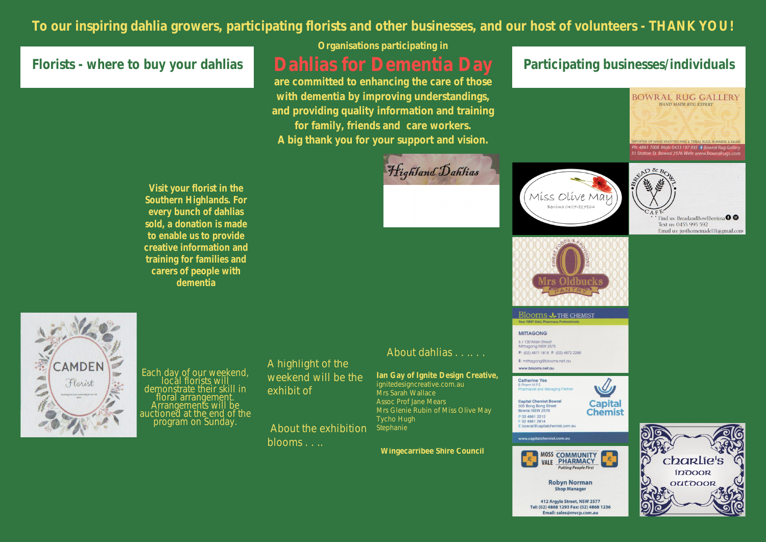**To our inspiring dahlia growers, participating florists and other businesses, and our host of volunteers - THANK YOU!**

## Florists - where to buy your dahlias

**Visit your florist in the Southern Highlands. For every bunch of dahlias sold, a donation is made to enable us to provide creative information and training for families and carers of people with dementia**

CAMDEN Florist

Each day of our weekend, local florists will demonstrate their skill in floral arrangement. Arrangements will be auctioned at the end of the program on Sunday.

**Organisations participating in**

# Dahlias for Dementia Day

**are committed to enhancing the care of those with dementia by improving understandings, and providing quality information and training for family, friends and care workers.**
**A big thank you for your support and vision.**

Highland Dahlias

A highlight of the weekend will be the exhibit of

About the exhibition blooms . . . .

About dahlias . . . . . .

**Ian Gay of Ignite Design Creative,**
ignitedesigncreative.com.au
Mrs Sarah Wallace
Assoc Prof Jane Mears
Mrs Glenie Rubin of Miss Olive May
Tycho Hugh
Stephanie

**Wingecarribee Shire Council**

## Participating businesses/individuals

BOWRAL RUG GALLERY
HAND MADE RUG EXPERT
IMPORTER OF HAND KNOTTED FINE & TRIBAL RUGS, RUNNERS & KILIMS
Ph: 4861 7008 Mob: 0433 197 935 Bowral Rug Gallery
31 Station St. Bowral 2576 Web: www.bowralrugs.com

Miss Olive May
Berrima 0407-817864

BREAD & BOWL CAFE
Find us: BreadandBowlBerrima
Text us: 0455 995 592
Email us: justhomemade111@gmail.com

FINEST FOODS & PROVISIONS
Mrs Oldbucks PANTRY

Blooms THE CHEMIST
Your FIRST CALL Pharmacy Professionals
MITTAGONG
6 / 130 Main Street
Mittagong NSW 2575
P: (02) 4871 1818 F: (02) 4872 2288
E: mittagong@blooms.net.au
www.blooms.net.au

Catherine Yee
B Pharm M.P.S
Pharmacist and Managing Partner
Capital Chemist Bowral
300 Bong Bong Street
Bowral NSW 2576
P 02 4861 2212
F 02 4861 2814
E bowral@capitalchemist.com.au
www.capitalchemist.com.au
Capital Chemist

MOSS VALE COMMUNITY PHARMACY
Putting People First
Robyn Norman
Shop Manager
412 Argyle Street, NSW 2577
Tel: (02) 4868 1293 Fax: (02) 4868 1236
Email: sales@mvcp.com.au

charlie's indoor outdoor